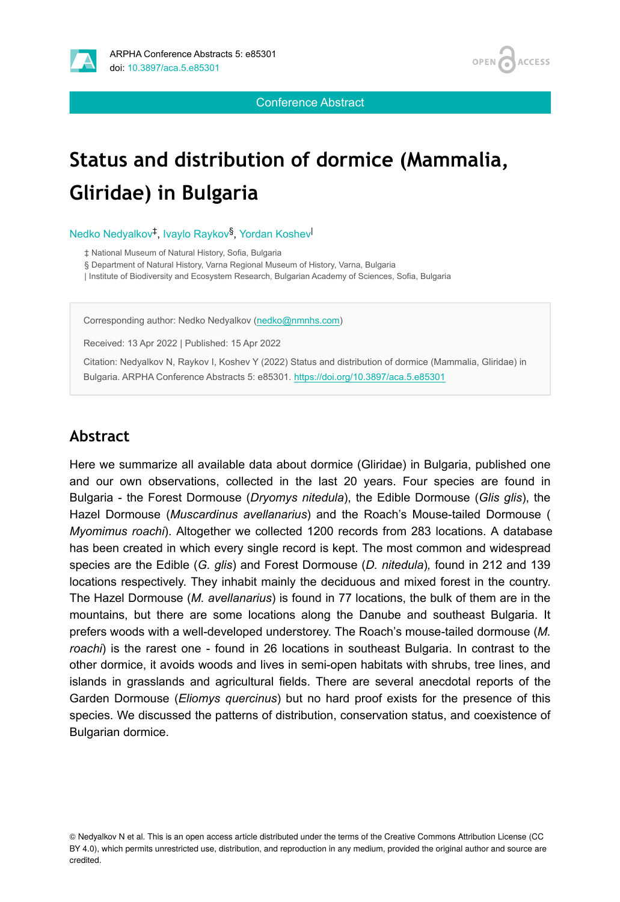Conference Abstract

# Status and distribution of dormice (Mammalia, Gliridae) in Bulgaria

Nedko Nedyalkov[‡], Ivaylo Raykov[§], Yordan Koshev[|]

‡ National Museum of Natural History, Sofia, Bulgaria
§ Department of Natural History, Varna Regional Museum of History, Varna, Bulgaria
| Institute of Biodiversity and Ecosystem Research, Bulgarian Academy of Sciences, Sofia, Bulgaria

Corresponding author: Nedko Nedyalkov (nedko@nmnhs.com)

Received: 13 Apr 2022 | Published: 15 Apr 2022

Citation: Nedyalkov N, Raykov I, Koshev Y (2022) Status and distribution of dormice (Mammalia, Gliridae) in Bulgaria. ARPHA Conference Abstracts 5: e85301. https://doi.org/10.3897/aca.5.e85301

## Abstract

Here we summarize all available data about dormice (Gliridae) in Bulgaria, published one and our own observations, collected in the last 20 years. Four species are found in Bulgaria - the Forest Dormouse (*Dryomys nitedula*), the Edible Dormouse (*Glis glis*), the Hazel Dormouse (*Muscardinus avellanarius*) and the Roach's Mouse-tailed Dormouse (*Myomimus roachi*). Altogether we collected 1200 records from 283 locations. A database has been created in which every single record is kept. The most common and widespread species are the Edible (*G. glis*) and Forest Dormouse (*D. nitedula*), found in 212 and 139 locations respectively. They inhabit mainly the deciduous and mixed forest in the country. The Hazel Dormouse (*M. avellanarius*) is found in 77 locations, the bulk of them are in the mountains, but there are some locations along the Danube and southeast Bulgaria. It prefers woods with a well-developed understorey. The Roach's mouse-tailed dormouse (*M. roachi*) is the rarest one - found in 26 locations in southeast Bulgaria. In contrast to the other dormice, it avoids woods and lives in semi-open habitats with shrubs, tree lines, and islands in grasslands and agricultural fields. There are several anecdotal reports of the Garden Dormouse (*Eliomys quercinus*) but no hard proof exists for the presence of this species. We discussed the patterns of distribution, conservation status, and coexistence of Bulgarian dormice.

© Nedyalkov N et al. This is an open access article distributed under the terms of the Creative Commons Attribution License (CC BY 4.0), which permits unrestricted use, distribution, and reproduction in any medium, provided the original author and source are credited.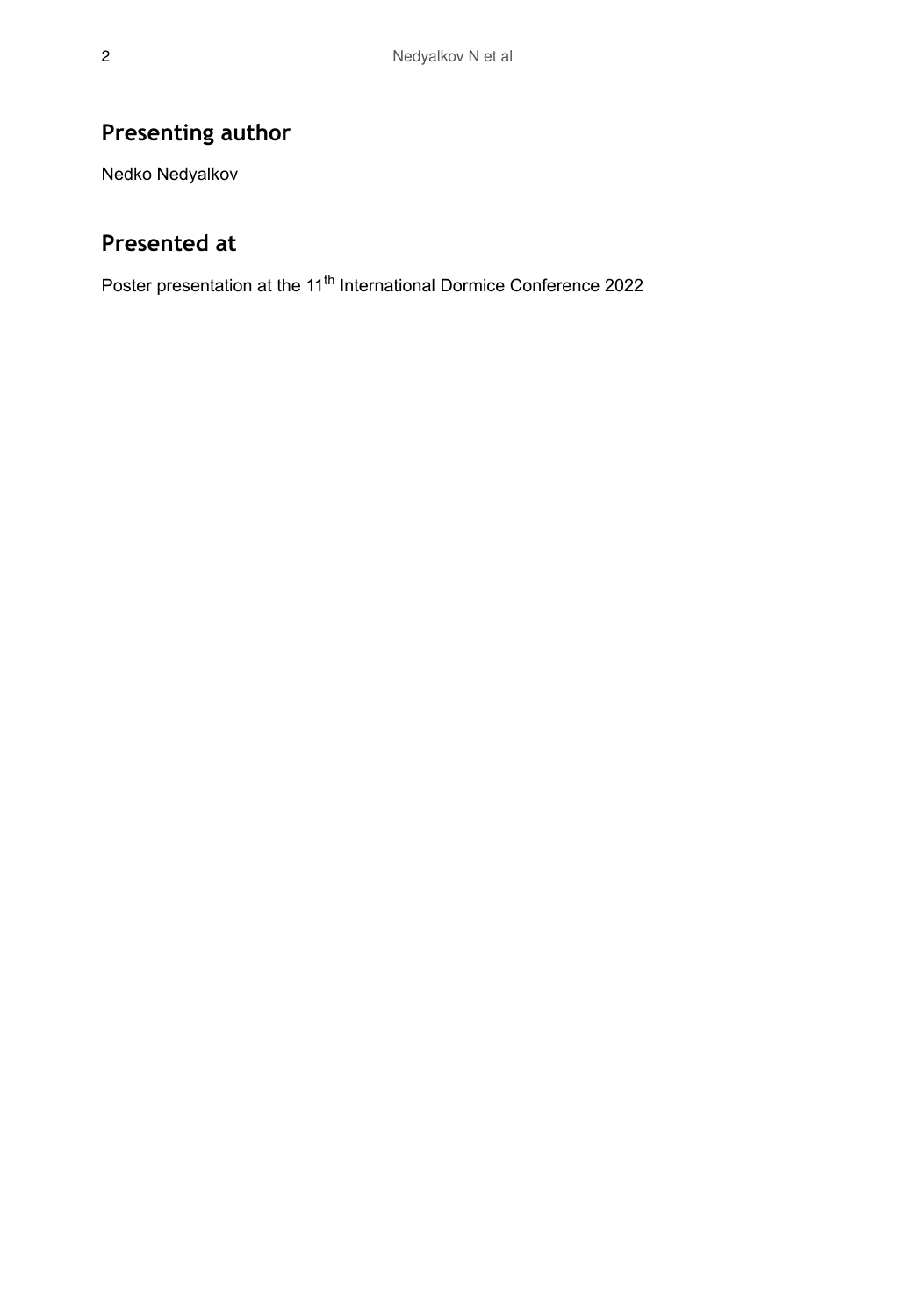## Presenting author

Nedko Nedyalkov

## Presented at

Poster presentation at the 11th International Dormice Conference 2022